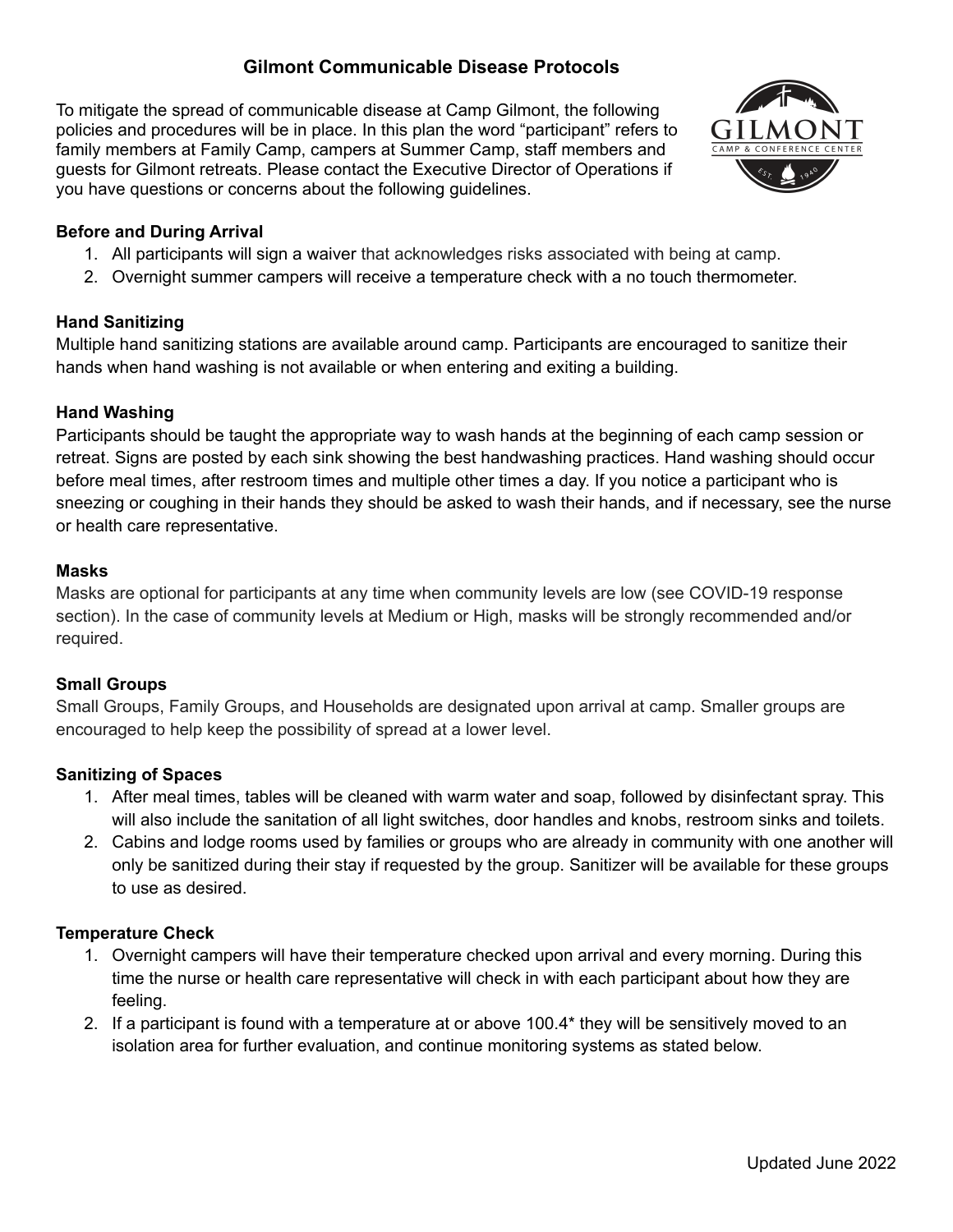# Gilmont Communicable Disease Protocols

To mitigate the spread of communicable disease at Camp Gilmont, the following policies and procedures will be in place. In this plan the word “participant” refers to family members at Family Camp, campers at Summer Camp, staff members and guests for Gilmont retreats. Please contact the Executive Director of Operations if you have questions or concerns about the following guidelines.

### Before and During Arrival

1. All participants will sign a waiver that acknowledges risks associated with being at camp.
2. Overnight summer campers will receive a temperature check with a no touch thermometer.

### Hand Sanitizing

Multiple hand sanitizing stations are available around camp. Participants are encouraged to sanitize their hands when hand washing is not available or when entering and exiting a building.

### Hand Washing

Participants should be taught the appropriate way to wash hands at the beginning of each camp session or retreat. Signs are posted by each sink showing the best handwashing practices. Hand washing should occur before meal times, after restroom times and multiple other times a day. If you notice a participant who is sneezing or coughing in their hands they should be asked to wash their hands, and if necessary, see the nurse or health care representative.

### Masks

Masks are optional for participants at any time when community levels are low (see COVID-19 response section). In the case of community levels at Medium or High, masks will be strongly recommended and/or required.

### Small Groups

Small Groups, Family Groups, and Households are designated upon arrival at camp. Smaller groups are encouraged to help keep the possibility of spread at a lower level.

### Sanitizing of Spaces

1. After meal times, tables will be cleaned with warm water and soap, followed by disinfectant spray. This will also include the sanitation of all light switches, door handles and knobs, restroom sinks and toilets.
2. Cabins and lodge rooms used by families or groups who are already in community with one another will only be sanitized during their stay if requested by the group. Sanitizer will be available for these groups to use as desired.

### Temperature Check

1. Overnight campers will have their temperature checked upon arrival and every morning. During this time the nurse or health care representative will check in with each participant about how they are feeling.
2. If a participant is found with a temperature at or above 100.4* they will be sensitively moved to an isolation area for further evaluation, and continue monitoring systems as stated below.

Updated June 2022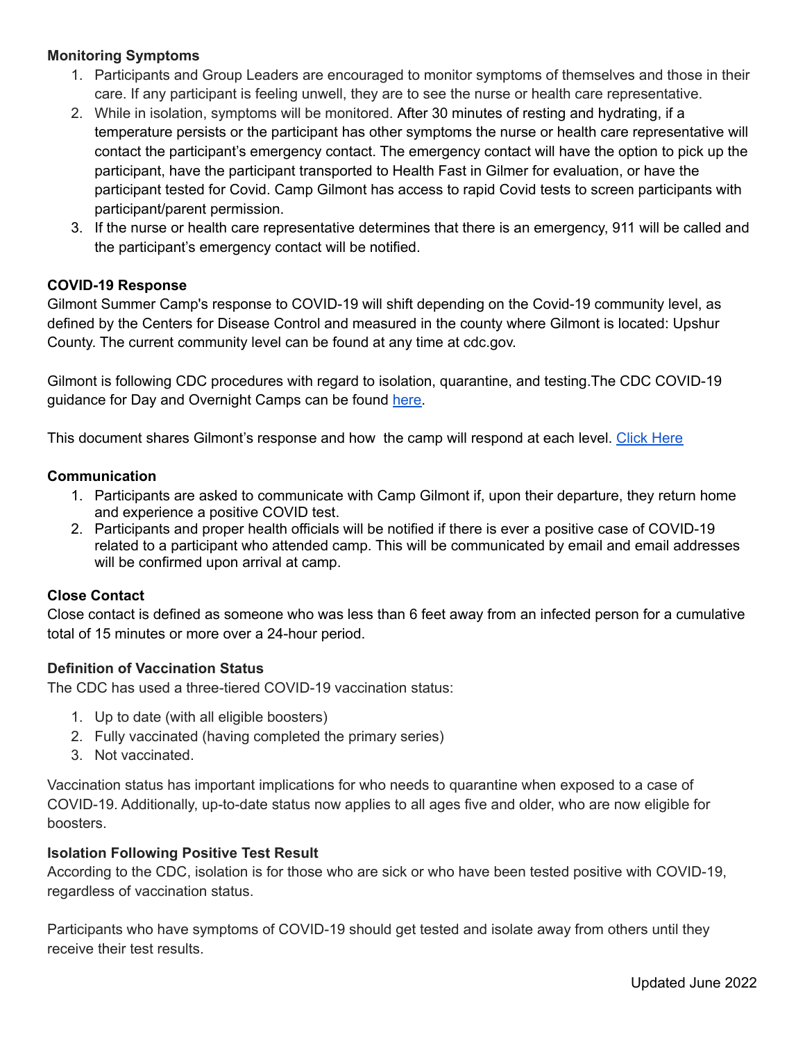**Monitoring Symptoms**

1. Participants and Group Leaders are encouraged to monitor symptoms of themselves and those in their care. If any participant is feeling unwell, they are to see the nurse or health care representative.
2. While in isolation, symptoms will be monitored. After 30 minutes of resting and hydrating, if a temperature persists or the participant has other symptoms the nurse or health care representative will contact the participant's emergency contact. The emergency contact will have the option to pick up the participant, have the participant transported to Health Fast in Gilmer for evaluation, or have the participant tested for Covid. Camp Gilmont has access to rapid Covid tests to screen participants with participant/parent permission.
3. If the nurse or health care representative determines that there is an emergency, 911 will be called and the participant's emergency contact will be notified.

**COVID-19 Response**

Gilmont Summer Camp's response to COVID-19 will shift depending on the Covid-19 community level, as defined by the Centers for Disease Control and measured in the county where Gilmont is located: Upshur County. The current community level can be found at any time at cdc.gov.

Gilmont is following CDC procedures with regard to isolation, quarantine, and testing.The CDC COVID-19 guidance for Day and Overnight Camps can be found here.

This document shares Gilmont's response and how the camp will respond at each level. Click Here

**Communication**

1. Participants are asked to communicate with Camp Gilmont if, upon their departure, they return home and experience a positive COVID test.
2. Participants and proper health officials will be notified if there is ever a positive case of COVID-19 related to a participant who attended camp. This will be communicated by email and email addresses will be confirmed upon arrival at camp.

**Close Contact**

Close contact is defined as someone who was less than 6 feet away from an infected person for a cumulative total of 15 minutes or more over a 24-hour period.

**Definition of Vaccination Status**

The CDC has used a three-tiered COVID-19 vaccination status:

1. Up to date (with all eligible boosters)
2. Fully vaccinated (having completed the primary series)
3. Not vaccinated.

Vaccination status has important implications for who needs to quarantine when exposed to a case of COVID-19. Additionally, up-to-date status now applies to all ages five and older, who are now eligible for boosters.

**Isolation Following Positive Test Result**

According to the CDC, isolation is for those who are sick or who have been tested positive with COVID-19, regardless of vaccination status.

Participants who have symptoms of COVID-19 should get tested and isolate away from others until they receive their test results.

Updated June 2022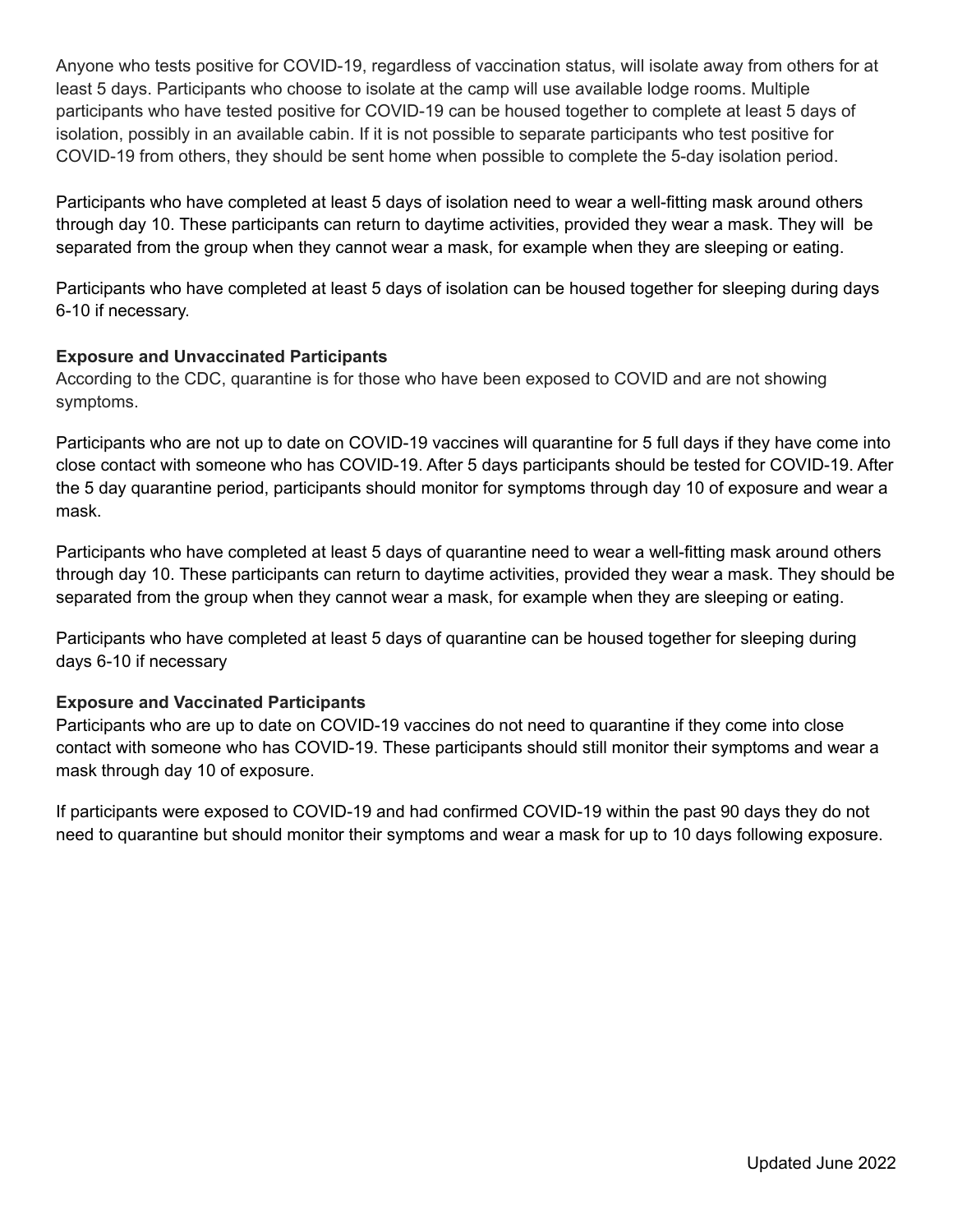Anyone who tests positive for COVID-19, regardless of vaccination status, will isolate away from others for at least 5 days. Participants who choose to isolate at the camp will use available lodge rooms. Multiple participants who have tested positive for COVID-19 can be housed together to complete at least 5 days of isolation, possibly in an available cabin. If it is not possible to separate participants who test positive for COVID-19 from others, they should be sent home when possible to complete the 5-day isolation period.

Participants who have completed at least 5 days of isolation need to wear a well-fitting mask around others through day 10. These participants can return to daytime activities, provided they wear a mask. They will be separated from the group when they cannot wear a mask, for example when they are sleeping or eating.

Participants who have completed at least 5 days of isolation can be housed together for sleeping during days 6-10 if necessary.

**Exposure and Unvaccinated Participants**

According to the CDC, quarantine is for those who have been exposed to COVID and are not showing symptoms.

Participants who are not up to date on COVID-19 vaccines will quarantine for 5 full days if they have come into close contact with someone who has COVID-19. After 5 days participants should be tested for COVID-19. After the 5 day quarantine period, participants should monitor for symptoms through day 10 of exposure and wear a mask.

Participants who have completed at least 5 days of quarantine need to wear a well-fitting mask around others through day 10. These participants can return to daytime activities, provided they wear a mask. They should be separated from the group when they cannot wear a mask, for example when they are sleeping or eating.

Participants who have completed at least 5 days of quarantine can be housed together for sleeping during days 6-10 if necessary

**Exposure and Vaccinated Participants**

Participants who are up to date on COVID-19 vaccines do not need to quarantine if they come into close contact with someone who has COVID-19. These participants should still monitor their symptoms and wear a mask through day 10 of exposure.

If participants were exposed to COVID-19 and had confirmed COVID-19 within the past 90 days they do not need to quarantine but should monitor their symptoms and wear a mask for up to 10 days following exposure.

Updated June 2022